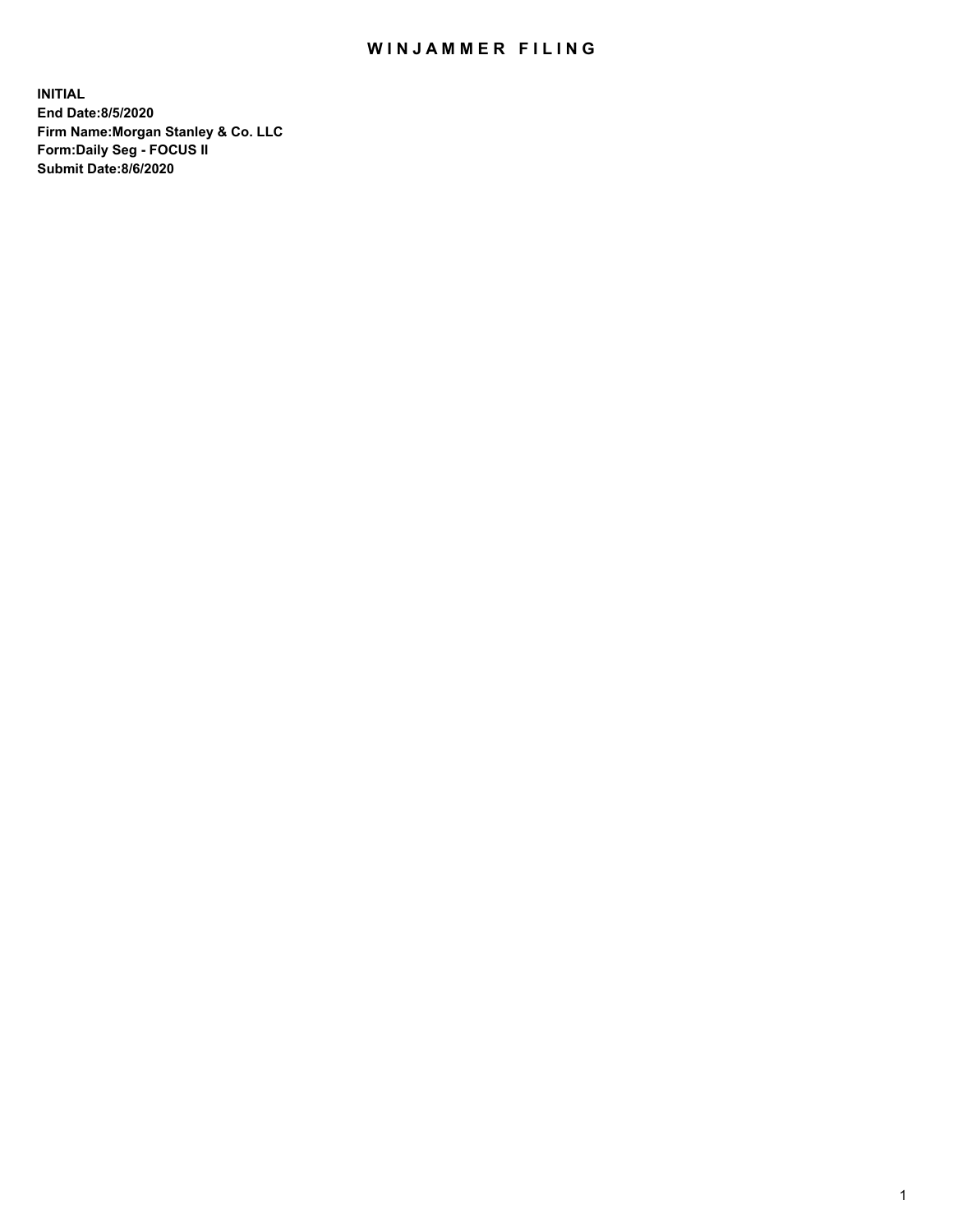# WINJAMMER FILING

**INITIAL**
**End Date:8/5/2020**
**Firm Name:Morgan Stanley & Co. LLC**
**Form:Daily Seg - FOCUS II**
**Submit Date:8/6/2020**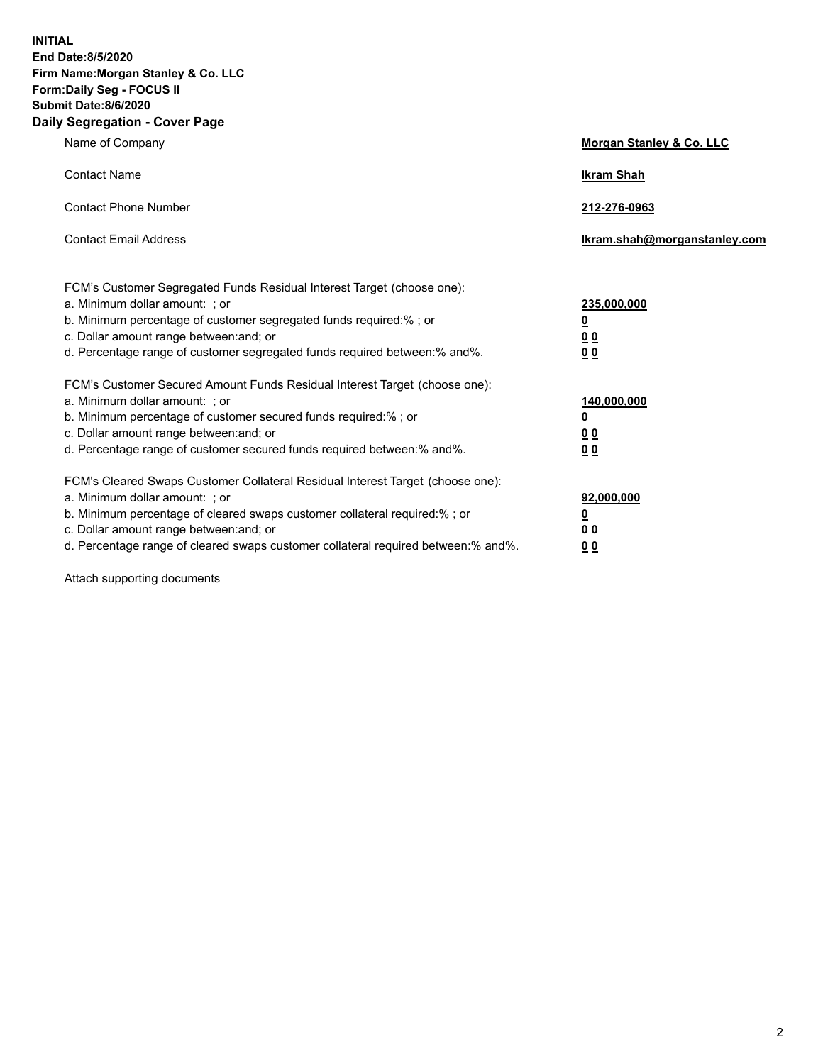**INITIAL**
**End Date:8/5/2020**
**Firm Name:Morgan Stanley & Co. LLC**
**Form:Daily Seg - FOCUS II**
**Submit Date:8/6/2020**

## Daily Segregation - Cover Page

| | |
|---|---|
| Name of Company | **Morgan Stanley & Co. LLC** |
| Contact Name | **Ikram Shah** |
| Contact Phone Number | **212-276-0963** |
| Contact Email Address | **Ikram.shah@morganstanley.com** |

| | |
|---|---|
| FCM's Customer Segregated Funds Residual Interest Target (choose one): | |
| a. Minimum dollar amount: ; or | **235,000,000** |
| b. Minimum percentage of customer segregated funds required:% ; or | **0** |
| c. Dollar amount range between:and; or | **0 0** |
| d. Percentage range of customer segregated funds required between:% and%. | **0 0** |
| FCM's Customer Secured Amount Funds Residual Interest Target (choose one): | |
| a. Minimum dollar amount: ; or | **140,000,000** |
| b. Minimum percentage of customer secured funds required:% ; or | **0** |
| c. Dollar amount range between:and; or | **0 0** |
| d. Percentage range of customer secured funds required between:% and%. | **0 0** |
| FCM's Cleared Swaps Customer Collateral Residual Interest Target (choose one): | |
| a. Minimum dollar amount: ; or | **92,000,000** |
| b. Minimum percentage of cleared swaps customer collateral required:% ; or | **0** |
| c. Dollar amount range between:and; or | **0 0** |
| d. Percentage range of cleared swaps customer collateral required between:% and%. | **0 0** |

Attach supporting documents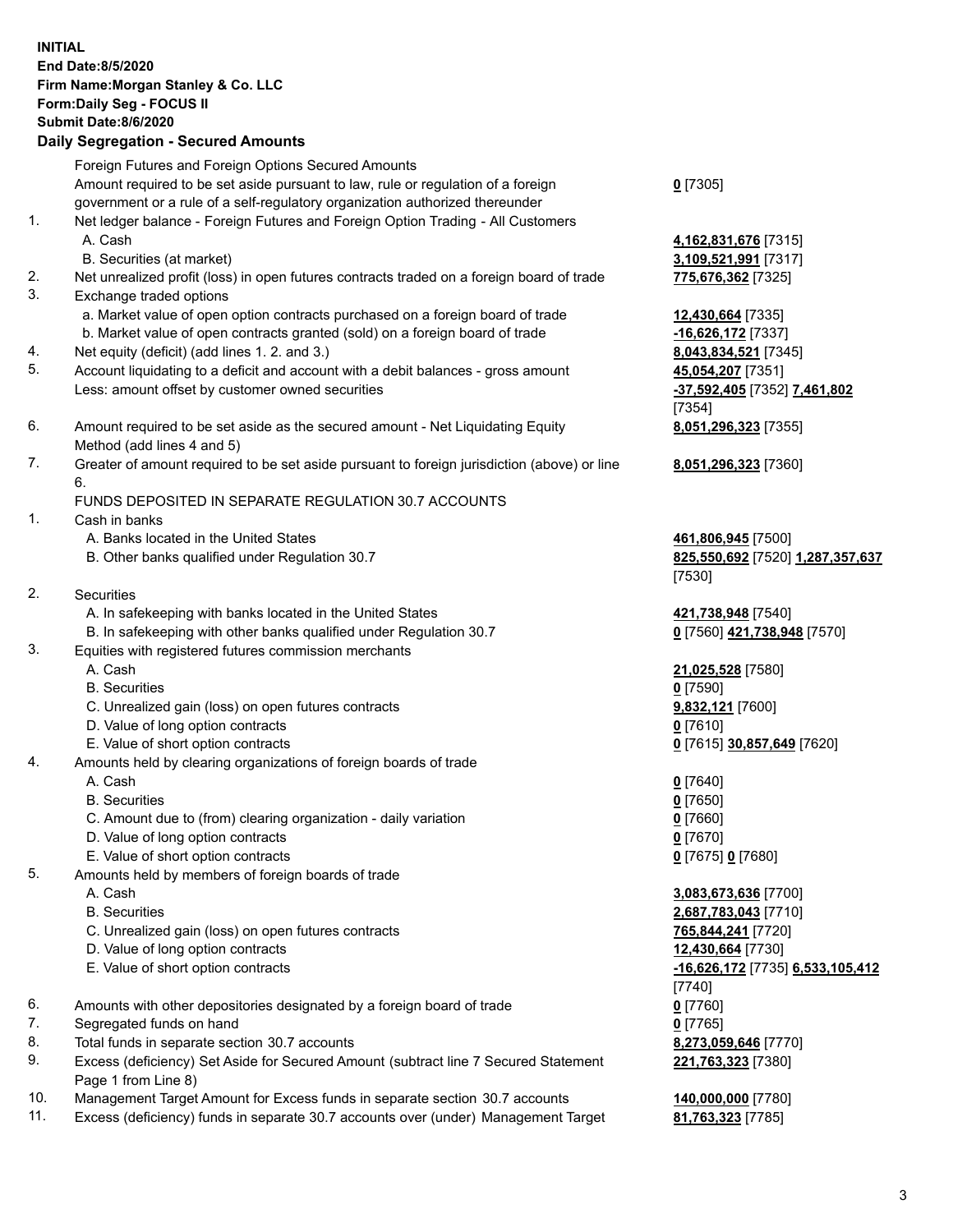**INITIAL**
**End Date:8/5/2020**
**Firm Name:Morgan Stanley & Co. LLC**
**Form:Daily Seg - FOCUS II**
**Submit Date:8/6/2020**

## Daily Segregation - Secured Amounts

| | | |
|---|---|---|
| | Foreign Futures and Foreign Options Secured Amounts | |
| | Amount required to be set aside pursuant to law, rule or regulation of a foreign government or a rule of a self-regulatory organization authorized thereunder | **0** [7305] |
| 1. | Net ledger balance - Foreign Futures and Foreign Option Trading - All Customers | |
| | A. Cash | **4,162,831,676** [7315] |
| | B. Securities (at market) | **3,109,521,991** [7317] |
| 2. | Net unrealized profit (loss) in open futures contracts traded on a foreign board of trade | **775,676,362** [7325] |
| 3. | Exchange traded options | |
| | a. Market value of open option contracts purchased on a foreign board of trade | **12,430,664** [7335] |
| | b. Market value of open contracts granted (sold) on a foreign board of trade | **-16,626,172** [7337] |
| 4. | Net equity (deficit) (add lines 1. 2. and 3.) | **8,043,834,521** [7345] |
| 5. | Account liquidating to a deficit and account with a debit balances - gross amount | **45,054,207** [7351] |
| | Less: amount offset by customer owned securities | **-37,592,405** [7352] **7,461,802** [7354] |
| 6. | Amount required to be set aside as the secured amount - Net Liquidating Equity Method (add lines 4 and 5) | **8,051,296,323** [7355] |
| 7. | Greater of amount required to be set aside pursuant to foreign jurisdiction (above) or line 6. | **8,051,296,323** [7360] |
| | FUNDS DEPOSITED IN SEPARATE REGULATION 30.7 ACCOUNTS | |
| 1. | Cash in banks | |
| | A. Banks located in the United States | **461,806,945** [7500] |
| | B. Other banks qualified under Regulation 30.7 | **825,550,692** [7520] **1,287,357,637** [7530] |
| 2. | Securities | |
| | A. In safekeeping with banks located in the United States | **421,738,948** [7540] |
| | B. In safekeeping with other banks qualified under Regulation 30.7 | **0** [7560] **421,738,948** [7570] |
| 3. | Equities with registered futures commission merchants | |
| | A. Cash | **21,025,528** [7580] |
| | B. Securities | **0** [7590] |
| | C. Unrealized gain (loss) on open futures contracts | **9,832,121** [7600] |
| | D. Value of long option contracts | **0** [7610] |
| | E. Value of short option contracts | **0** [7615] **30,857,649** [7620] |
| 4. | Amounts held by clearing organizations of foreign boards of trade | |
| | A. Cash | **0** [7640] |
| | B. Securities | **0** [7650] |
| | C. Amount due to (from) clearing organization - daily variation | **0** [7660] |
| | D. Value of long option contracts | **0** [7670] |
| | E. Value of short option contracts | **0** [7675] **0** [7680] |
| 5. | Amounts held by members of foreign boards of trade | |
| | A. Cash | **3,083,673,636** [7700] |
| | B. Securities | **2,687,783,043** [7710] |
| | C. Unrealized gain (loss) on open futures contracts | **765,844,241** [7720] |
| | D. Value of long option contracts | **12,430,664** [7730] |
| | E. Value of short option contracts | **-16,626,172** [7735] **6,533,105,412** [7740] |
| 6. | Amounts with other depositories designated by a foreign board of trade | **0** [7760] |
| 7. | Segregated funds on hand | **0** [7765] |
| 8. | Total funds in separate section 30.7 accounts | **8,273,059,646** [7770] |
| 9. | Excess (deficiency) Set Aside for Secured Amount (subtract line 7 Secured Statement Page 1 from Line 8) | **221,763,323** [7380] |
| 10. | Management Target Amount for Excess funds in separate section 30.7 accounts | **140,000,000** [7780] |
| 11. | Excess (deficiency) funds in separate 30.7 accounts over (under) Management Target | **81,763,323** [7785] |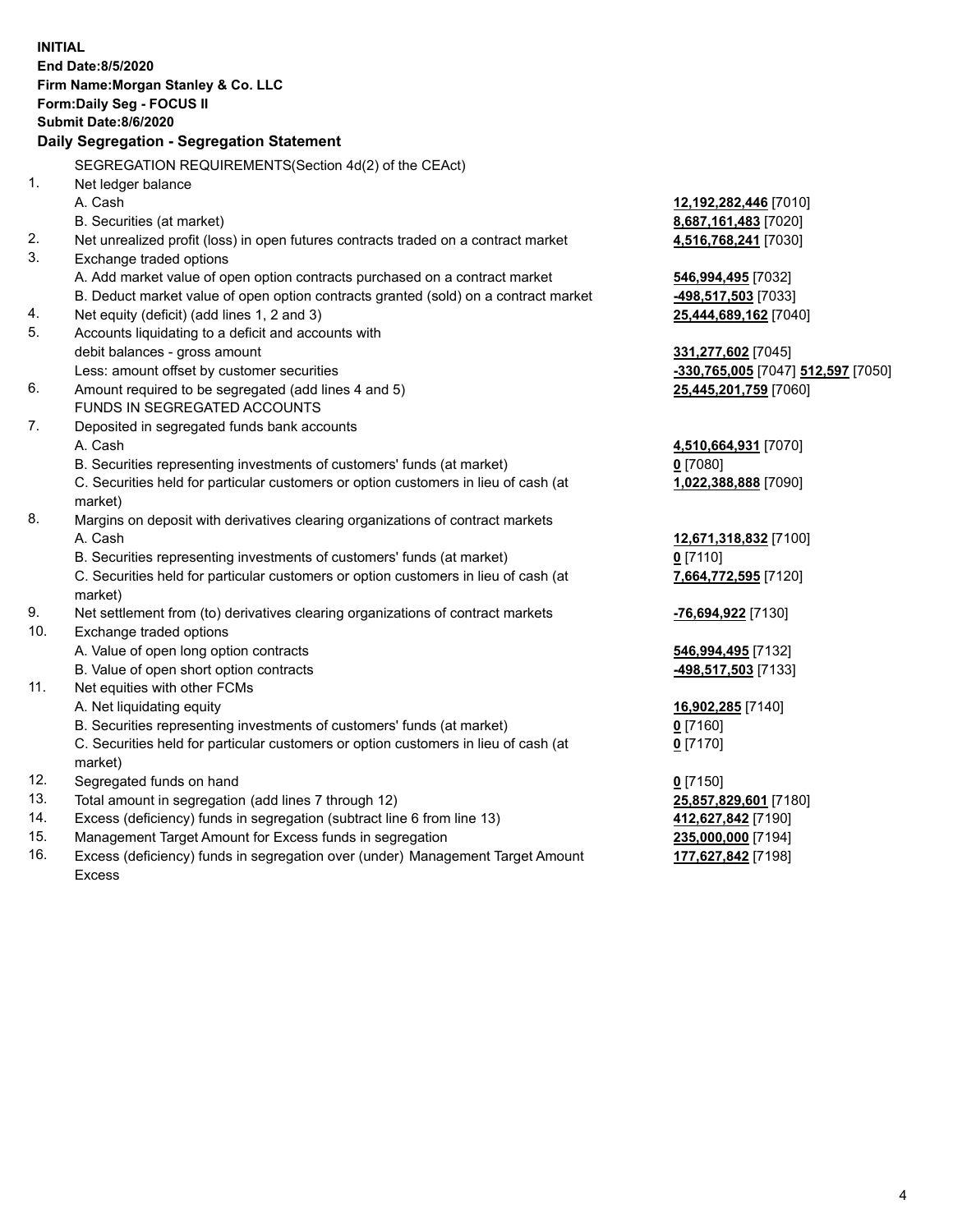**INITIAL**
**End Date:8/5/2020**
**Firm Name:Morgan Stanley & Co. LLC**
**Form:Daily Seg - FOCUS II**
**Submit Date:8/6/2020**

## Daily Segregation - Segregation Statement

SEGREGATION REQUIREMENTS(Section 4d(2) of the CEAct)

| | | |
|---|---|---|
| 1. | Net ledger balance | |
| | A. Cash | **12,192,282,446** [7010] |
| | B. Securities (at market) | **8,687,161,483** [7020] |
| 2. | Net unrealized profit (loss) in open futures contracts traded on a contract market | **4,516,768,241** [7030] |
| 3. | Exchange traded options | |
| | A. Add market value of open option contracts purchased on a contract market | **546,994,495** [7032] |
| | B. Deduct market value of open option contracts granted (sold) on a contract market | **-498,517,503** [7033] |
| 4. | Net equity (deficit) (add lines 1, 2 and 3) | **25,444,689,162** [7040] |
| 5. | Accounts liquidating to a deficit and accounts with debit balances - gross amount | **331,277,602** [7045] |
| | Less: amount offset by customer securities | **-330,765,005** [7047] **512,597** [7050] |
| 6. | Amount required to be segregated (add lines 4 and 5) | **25,445,201,759** [7060] |
| | FUNDS IN SEGREGATED ACCOUNTS | |
| 7. | Deposited in segregated funds bank accounts | |
| | A. Cash | **4,510,664,931** [7070] |
| | B. Securities representing investments of customers' funds (at market) | **0** [7080] |
| | C. Securities held for particular customers or option customers in lieu of cash (at market) | **1,022,388,888** [7090] |
| 8. | Margins on deposit with derivatives clearing organizations of contract markets | |
| | A. Cash | **12,671,318,832** [7100] |
| | B. Securities representing investments of customers' funds (at market) | **0** [7110] |
| | C. Securities held for particular customers or option customers in lieu of cash (at market) | **7,664,772,595** [7120] |
| 9. | Net settlement from (to) derivatives clearing organizations of contract markets | **-76,694,922** [7130] |
| 10. | Exchange traded options | |
| | A. Value of open long option contracts | **546,994,495** [7132] |
| | B. Value of open short option contracts | **-498,517,503** [7133] |
| 11. | Net equities with other FCMs | |
| | A. Net liquidating equity | **16,902,285** [7140] |
| | B. Securities representing investments of customers' funds (at market) | **0** [7160] |
| | C. Securities held for particular customers or option customers in lieu of cash (at market) | **0** [7170] |
| 12. | Segregated funds on hand | **0** [7150] |
| 13. | Total amount in segregation (add lines 7 through 12) | **25,857,829,601** [7180] |
| 14. | Excess (deficiency) funds in segregation (subtract line 6 from line 13) | **412,627,842** [7190] |
| 15. | Management Target Amount for Excess funds in segregation | **235,000,000** [7194] |
| 16. | Excess (deficiency) funds in segregation over (under) Management Target Amount Excess | **177,627,842** [7198] |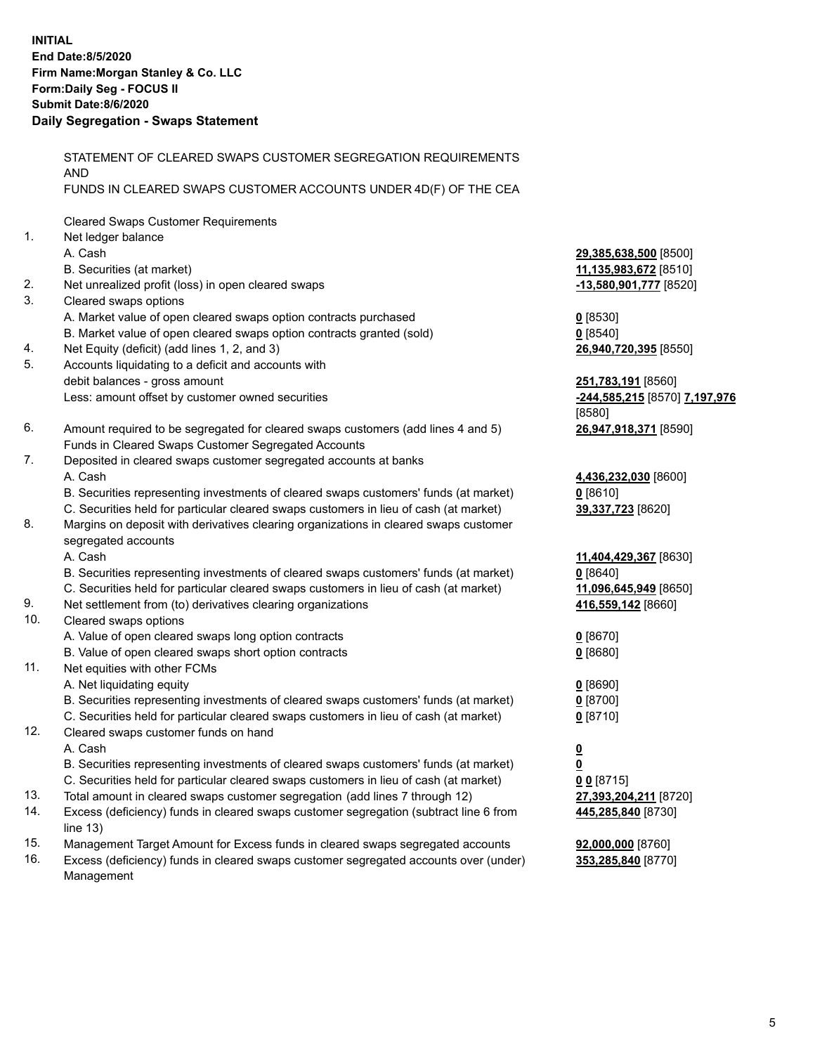**INITIAL**
**End Date:8/5/2020**
**Firm Name:Morgan Stanley & Co. LLC**
**Form:Daily Seg - FOCUS II**
**Submit Date:8/6/2020**
**Daily Segregation - Swaps Statement**

STATEMENT OF CLEARED SWAPS CUSTOMER SEGREGATION REQUIREMENTS AND FUNDS IN CLEARED SWAPS CUSTOMER ACCOUNTS UNDER 4D(F) OF THE CEA

| | | |
|---|---|---|
| | Cleared Swaps Customer Requirements | |
| 1. | Net ledger balance | |
| | A. Cash | **29,385,638,500** [8500] |
| | B. Securities (at market) | **11,135,983,672** [8510] |
| 2. | Net unrealized profit (loss) in open cleared swaps | **-13,580,901,777** [8520] |
| 3. | Cleared swaps options | |
| | A. Market value of open cleared swaps option contracts purchased | **0** [8530] |
| | B. Market value of open cleared swaps option contracts granted (sold) | **0** [8540] |
| 4. | Net Equity (deficit) (add lines 1, 2, and 3) | **26,940,720,395** [8550] |
| 5. | Accounts liquidating to a deficit and accounts with debit balances - gross amount | **251,783,191** [8560] |
| | Less: amount offset by customer owned securities | **-244,585,215** [8570] **7,197,976** [8580] |
| 6. | Amount required to be segregated for cleared swaps customers (add lines 4 and 5) | **26,947,918,371** [8590] |
| | Funds in Cleared Swaps Customer Segregated Accounts | |
| 7. | Deposited in cleared swaps customer segregated accounts at banks | |
| | A. Cash | **4,436,232,030** [8600] |
| | B. Securities representing investments of cleared swaps customers' funds (at market) | **0** [8610] |
| | C. Securities held for particular cleared swaps customers in lieu of cash (at market) | **39,337,723** [8620] |
| 8. | Margins on deposit with derivatives clearing organizations in cleared swaps customer segregated accounts | |
| | A. Cash | **11,404,429,367** [8630] |
| | B. Securities representing investments of cleared swaps customers' funds (at market) | **0** [8640] |
| | C. Securities held for particular cleared swaps customers in lieu of cash (at market) | **11,096,645,949** [8650] |
| 9. | Net settlement from (to) derivatives clearing organizations | **416,559,142** [8660] |
| 10. | Cleared swaps options | |
| | A. Value of open cleared swaps long option contracts | **0** [8670] |
| | B. Value of open cleared swaps short option contracts | **0** [8680] |
| 11. | Net equities with other FCMs | |
| | A. Net liquidating equity | **0** [8690] |
| | B. Securities representing investments of cleared swaps customers' funds (at market) | **0** [8700] |
| | C. Securities held for particular cleared swaps customers in lieu of cash (at market) | **0** [8710] |
| 12. | Cleared swaps customer funds on hand | |
| | A. Cash | **0** |
| | B. Securities representing investments of cleared swaps customers' funds (at market) | **0** |
| | C. Securities held for particular cleared swaps customers in lieu of cash (at market) | **0** **0** [8715] |
| 13. | Total amount in cleared swaps customer segregation (add lines 7 through 12) | **27,393,204,211** [8720] |
| 14. | Excess (deficiency) funds in cleared swaps customer segregation (subtract line 6 from line 13) | **445,285,840** [8730] |
| 15. | Management Target Amount for Excess funds in cleared swaps segregated accounts | **92,000,000** [8760] |
| 16. | Excess (deficiency) funds in cleared swaps customer segregated accounts over (under) Management | **353,285,840** [8770] |